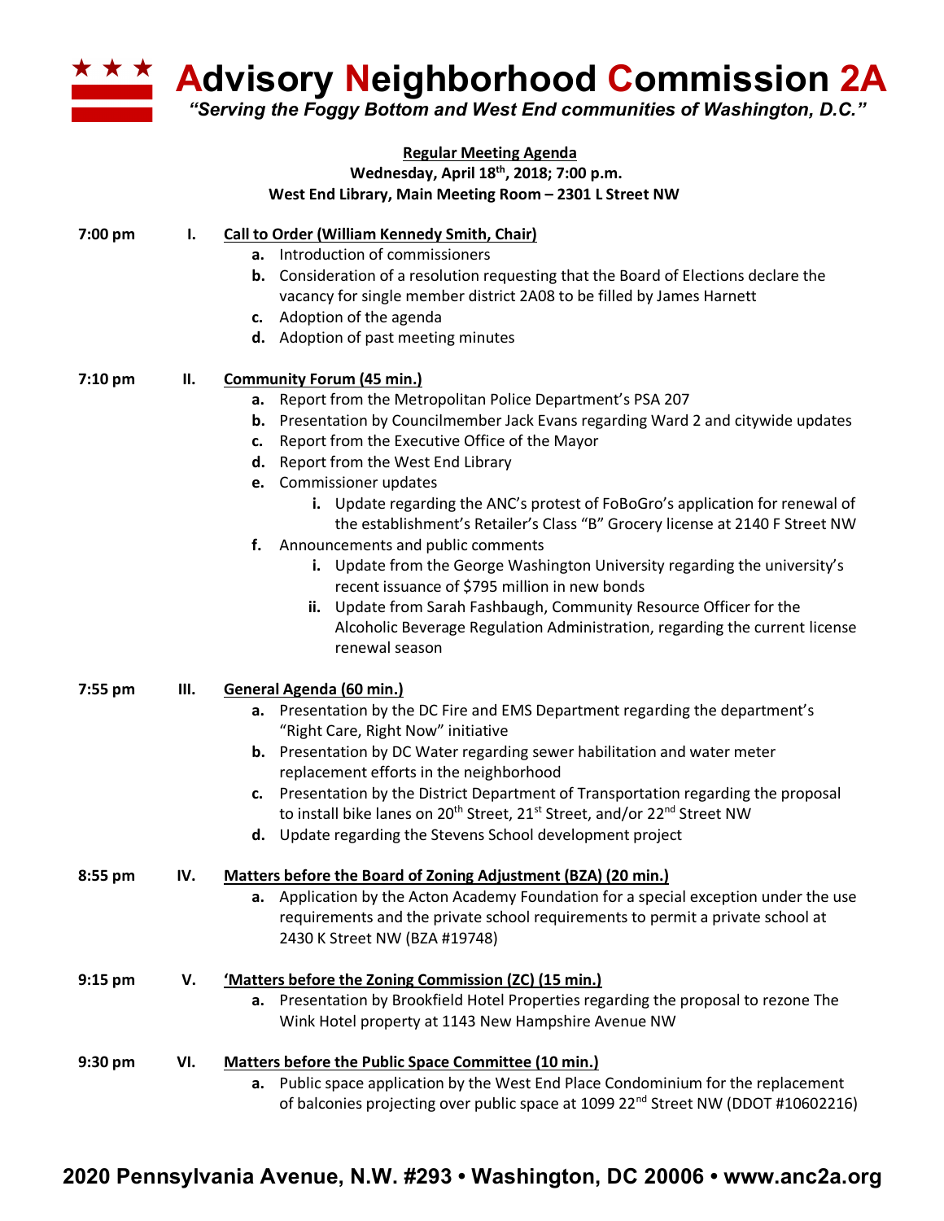# Advisory Neighborhood Commission 2A

*"Serving the Foggy Bottom and West End communities of Washington, D.C."*

**Regular Meeting Agenda**
**Wednesday, April 18th, 2018; 7:00 p.m.**
**West End Library, Main Meeting Room – 2301 L Street NW**

**7:00 pm — I. Call to Order (William Kennedy Smith, Chair)**

- **a.** Introduction of commissioners
- **b.** Consideration of a resolution requesting that the Board of Elections declare the vacancy for single member district 2A08 to be filled by James Harnett
- **c.** Adoption of the agenda
- **d.** Adoption of past meeting minutes

**7:10 pm — II. Community Forum (45 min.)**

- **a.** Report from the Metropolitan Police Department's PSA 207
- **b.** Presentation by Councilmember Jack Evans regarding Ward 2 and citywide updates
- **c.** Report from the Executive Office of the Mayor
- **d.** Report from the West End Library
- **e.** Commissioner updates
  - **i.** Update regarding the ANC's protest of FoBoGro's application for renewal of the establishment's Retailer's Class "B" Grocery license at 2140 F Street NW
- **f.** Announcements and public comments
  - **i.** Update from the George Washington University regarding the university's recent issuance of $795 million in new bonds
  - **ii.** Update from Sarah Fashbaugh, Community Resource Officer for the Alcoholic Beverage Regulation Administration, regarding the current license renewal season

**7:55 pm — III. General Agenda (60 min.)**

- **a.** Presentation by the DC Fire and EMS Department regarding the department's "Right Care, Right Now" initiative
- **b.** Presentation by DC Water regarding sewer habilitation and water meter replacement efforts in the neighborhood
- **c.** Presentation by the District Department of Transportation regarding the proposal to install bike lanes on 20th Street, 21st Street, and/or 22nd Street NW
- **d.** Update regarding the Stevens School development project

**8:55 pm — IV. Matters before the Board of Zoning Adjustment (BZA) (20 min.)**

- **a.** Application by the Acton Academy Foundation for a special exception under the use requirements and the private school requirements to permit a private school at 2430 K Street NW (BZA #19748)

**9:15 pm — V. 'Matters before the Zoning Commission (ZC) (15 min.)**

- **a.** Presentation by Brookfield Hotel Properties regarding the proposal to rezone The Wink Hotel property at 1143 New Hampshire Avenue NW

**9:30 pm — VI. Matters before the Public Space Committee (10 min.)**

- **a.** Public space application by the West End Place Condominium for the replacement of balconies projecting over public space at 1099 22nd Street NW (DDOT #10602216)

**2020 Pennsylvania Avenue, N.W. #293 • Washington, DC 20006 • www.anc2a.org**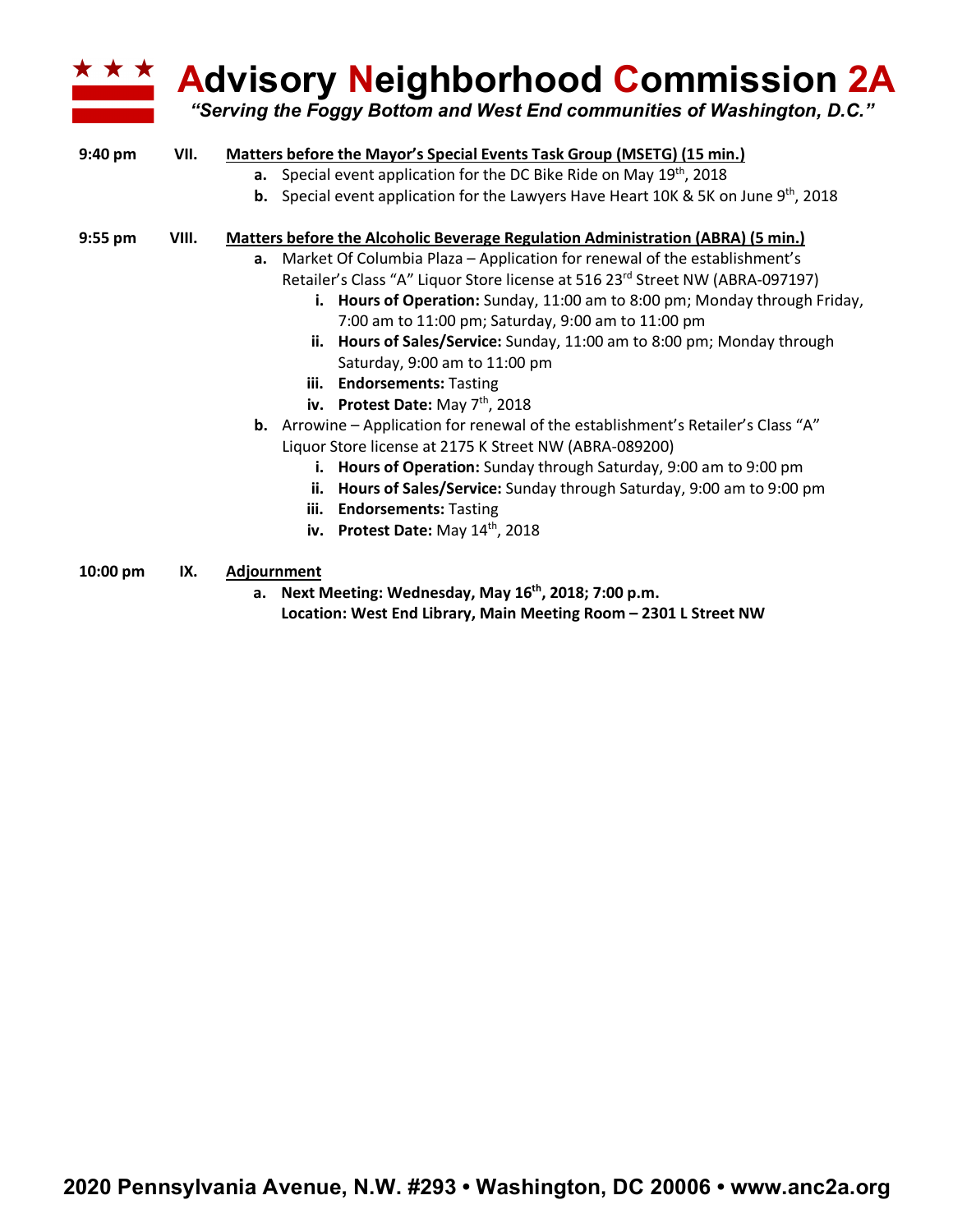# Advisory Neighborhood Commission 2A

*"Serving the Foggy Bottom and West End communities of Washington, D.C."*

**9:40 pm VII. Matters before the Mayor's Special Events Task Group (MSETG) (15 min.)**

- **a.** Special event application for the DC Bike Ride on May 19th, 2018
- **b.** Special event application for the Lawyers Have Heart 10K & 5K on June 9th, 2018

**9:55 pm VIII. Matters before the Alcoholic Beverage Regulation Administration (ABRA) (5 min.)**

- **a.** Market Of Columbia Plaza – Application for renewal of the establishment's Retailer's Class "A" Liquor Store license at 516 23rd Street NW (ABRA-097197)
  - **i. Hours of Operation:** Sunday, 11:00 am to 8:00 pm; Monday through Friday, 7:00 am to 11:00 pm; Saturday, 9:00 am to 11:00 pm
  - **ii. Hours of Sales/Service:** Sunday, 11:00 am to 8:00 pm; Monday through Saturday, 9:00 am to 11:00 pm
  - **iii. Endorsements:** Tasting
  - **iv. Protest Date:** May 7th, 2018
- **b.** Arrowine – Application for renewal of the establishment's Retailer's Class "A" Liquor Store license at 2175 K Street NW (ABRA-089200)
  - **i. Hours of Operation:** Sunday through Saturday, 9:00 am to 9:00 pm
  - **ii. Hours of Sales/Service:** Sunday through Saturday, 9:00 am to 9:00 pm
  - **iii. Endorsements:** Tasting
  - **iv. Protest Date:** May 14th, 2018

**10:00 pm IX. Adjournment**

- **a. Next Meeting: Wednesday, May 16th, 2018; 7:00 p.m.**
  **Location: West End Library, Main Meeting Room – 2301 L Street NW**

**2020 Pennsylvania Avenue, N.W. #293 • Washington, DC 20006 • www.anc2a.org**